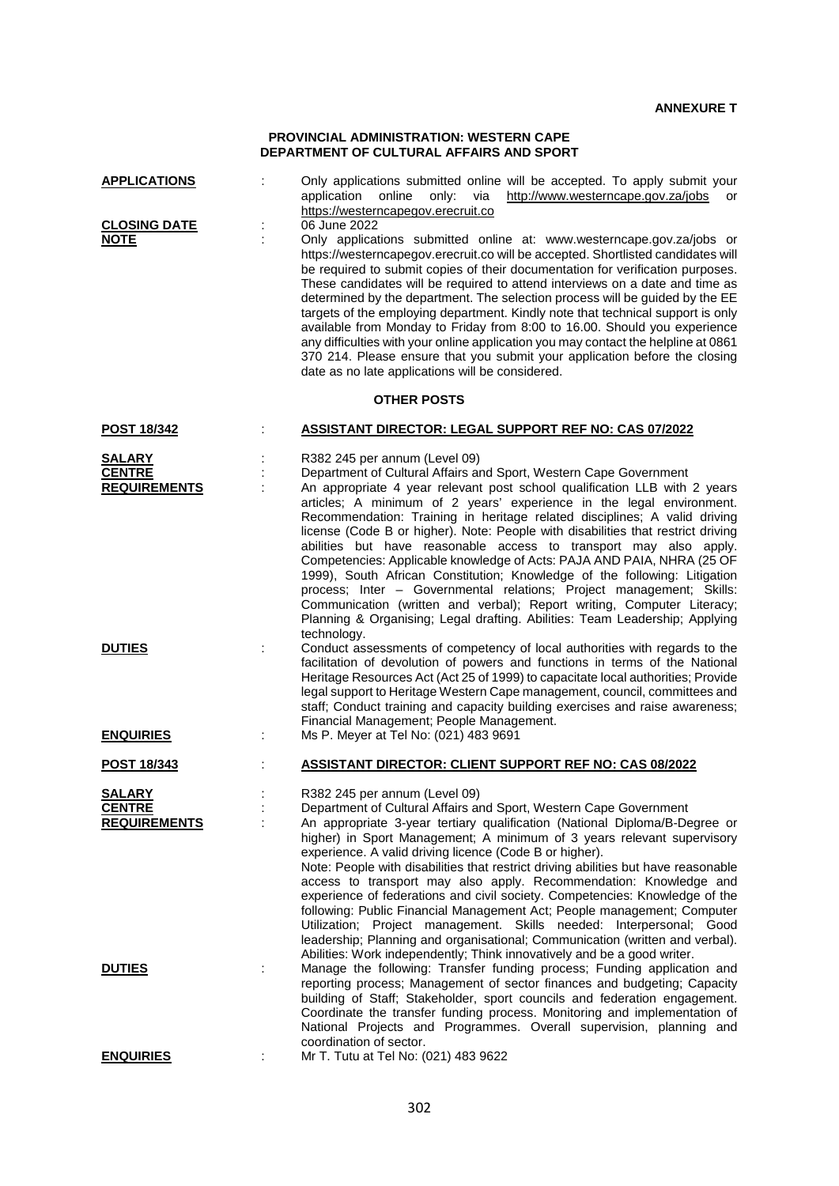**ANNEXURE T**

**PROVINCIAL ADMINISTRATION: WESTERN CAPE**
**DEPARTMENT OF CULTURAL AFFAIRS AND SPORT**

**APPLICATIONS** : Only applications submitted online will be accepted. To apply submit your application online only: via http://www.westerncape.gov.za/jobs or https://westerncapegov.erecruit.co

**CLOSING DATE** : 06 June 2022

**NOTE** : Only applications submitted online at: www.westerncape.gov.za/jobs or https://westerncapegov.erecruit.co will be accepted. Shortlisted candidates will be required to submit copies of their documentation for verification purposes. These candidates will be required to attend interviews on a date and time as determined by the department. The selection process will be guided by the EE targets of the employing department. Kindly note that technical support is only available from Monday to Friday from 8:00 to 16.00. Should you experience any difficulties with your online application you may contact the helpline at 0861 370 214. Please ensure that you submit your application before the closing date as no late applications will be considered.

**OTHER POSTS**

**POST 18/342** : **ASSISTANT DIRECTOR: LEGAL SUPPORT REF NO: CAS 07/2022**

**SALARY** : R382 245 per annum (Level 09)

**CENTRE** : Department of Cultural Affairs and Sport, Western Cape Government

**REQUIREMENTS** : An appropriate 4 year relevant post school qualification LLB with 2 years articles; A minimum of 2 years' experience in the legal environment. Recommendation: Training in heritage related disciplines; A valid driving license (Code B or higher). Note: People with disabilities that restrict driving abilities but have reasonable access to transport may also apply. Competencies: Applicable knowledge of Acts: PAJA AND PAIA, NHRA (25 OF 1999), South African Constitution; Knowledge of the following: Litigation process; Inter – Governmental relations; Project management; Skills: Communication (written and verbal); Report writing, Computer Literacy; Planning & Organising; Legal drafting. Abilities: Team Leadership; Applying technology.

**DUTIES** : Conduct assessments of competency of local authorities with regards to the facilitation of devolution of powers and functions in terms of the National Heritage Resources Act (Act 25 of 1999) to capacitate local authorities; Provide legal support to Heritage Western Cape management, council, committees and staff; Conduct training and capacity building exercises and raise awareness; Financial Management; People Management.

**ENQUIRIES** : Ms P. Meyer at Tel No: (021) 483 9691

**POST 18/343** : **ASSISTANT DIRECTOR: CLIENT SUPPORT REF NO: CAS 08/2022**

**SALARY** : R382 245 per annum (Level 09)

**CENTRE** : Department of Cultural Affairs and Sport, Western Cape Government

**REQUIREMENTS** : An appropriate 3-year tertiary qualification (National Diploma/B-Degree or higher) in Sport Management; A minimum of 3 years relevant supervisory experience. A valid driving licence (Code B or higher).
Note: People with disabilities that restrict driving abilities but have reasonable access to transport may also apply. Recommendation: Knowledge and experience of federations and civil society. Competencies: Knowledge of the following: Public Financial Management Act; People management; Computer Utilization; Project management. Skills needed: Interpersonal; Good leadership; Planning and organisational; Communication (written and verbal). Abilities: Work independently; Think innovatively and be a good writer.

**DUTIES** : Manage the following: Transfer funding process; Funding application and reporting process; Management of sector finances and budgeting; Capacity building of Staff; Stakeholder, sport councils and federation engagement. Coordinate the transfer funding process. Monitoring and implementation of National Projects and Programmes. Overall supervision, planning and coordination of sector.

**ENQUIRIES** : Mr T. Tutu at Tel No: (021) 483 9622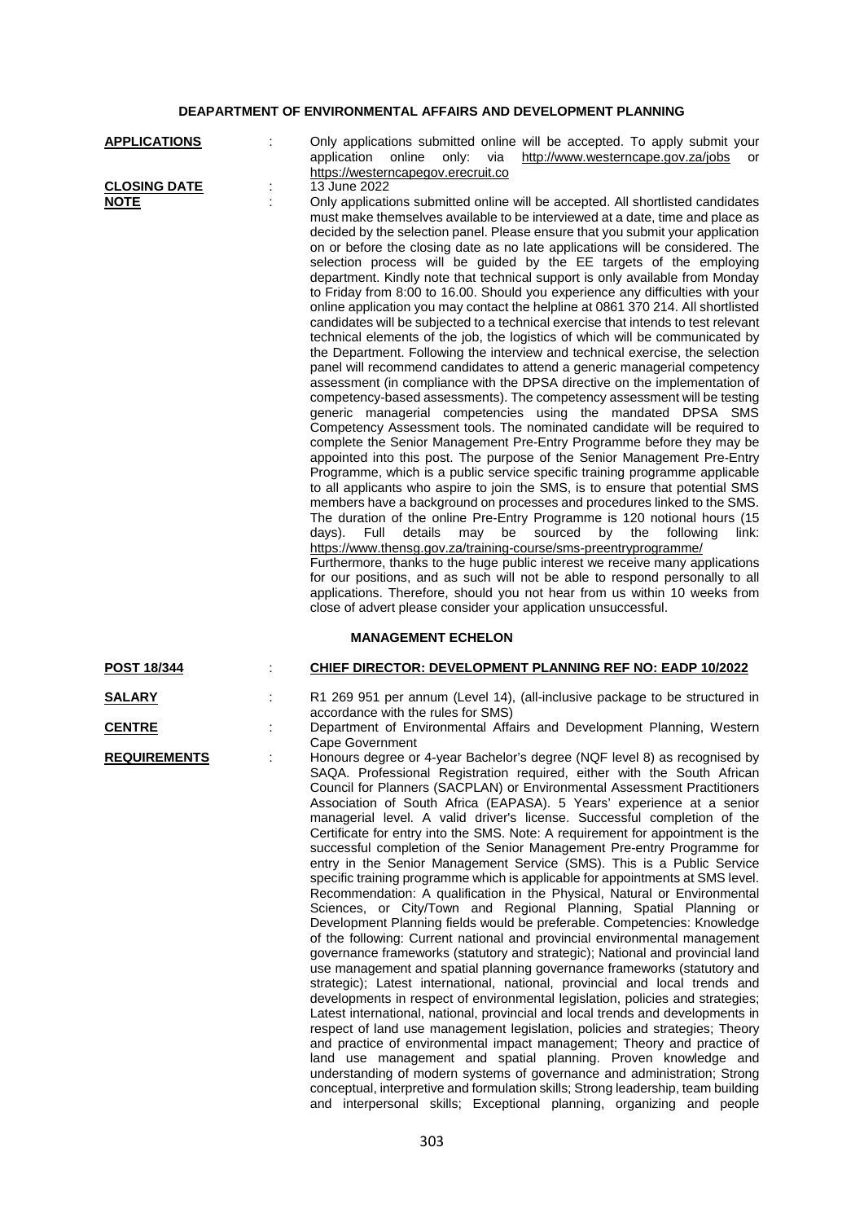## DEAPARTMENT OF ENVIRONMENTAL AFFAIRS AND DEVELOPMENT PLANNING

**APPLICATIONS** : Only applications submitted online will be accepted. To apply submit your application online only: via http://www.westerncape.gov.za/jobs or https://westerncapegov.erecruit.co

**CLOSING DATE** : 13 June 2022

**NOTE** : Only applications submitted online will be accepted. All shortlisted candidates must make themselves available to be interviewed at a date, time and place as decided by the selection panel. Please ensure that you submit your application on or before the closing date as no late applications will be considered. The selection process will be guided by the EE targets of the employing department. Kindly note that technical support is only available from Monday to Friday from 8:00 to 16.00. Should you experience any difficulties with your online application you may contact the helpline at 0861 370 214. All shortlisted candidates will be subjected to a technical exercise that intends to test relevant technical elements of the job, the logistics of which will be communicated by the Department. Following the interview and technical exercise, the selection panel will recommend candidates to attend a generic managerial competency assessment (in compliance with the DPSA directive on the implementation of competency-based assessments). The competency assessment will be testing generic managerial competencies using the mandated DPSA SMS Competency Assessment tools. The nominated candidate will be required to complete the Senior Management Pre-Entry Programme before they may be appointed into this post. The purpose of the Senior Management Pre-Entry Programme, which is a public service specific training programme applicable to all applicants who aspire to join the SMS, is to ensure that potential SMS members have a background on processes and procedures linked to the SMS. The duration of the online Pre-Entry Programme is 120 notional hours (15 days). Full details may be sourced by the following link: https://www.thensg.gov.za/training-course/sms-preentryprogramme/
Furthermore, thanks to the huge public interest we receive many applications for our positions, and as such will not be able to respond personally to all applications. Therefore, should you not hear from us within 10 weeks from close of advert please consider your application unsuccessful.

### MANAGEMENT ECHELON

**POST 18/344** : **CHIEF DIRECTOR: DEVELOPMENT PLANNING REF NO: EADP 10/2022**

**SALARY** : R1 269 951 per annum (Level 14), (all-inclusive package to be structured in accordance with the rules for SMS)

**CENTRE** : Department of Environmental Affairs and Development Planning, Western Cape Government

**REQUIREMENTS** : Honours degree or 4-year Bachelor's degree (NQF level 8) as recognised by SAQA. Professional Registration required, either with the South African Council for Planners (SACPLAN) or Environmental Assessment Practitioners Association of South Africa (EAPASA). 5 Years' experience at a senior managerial level. A valid driver's license. Successful completion of the Certificate for entry into the SMS. Note: A requirement for appointment is the successful completion of the Senior Management Pre-entry Programme for entry in the Senior Management Service (SMS). This is a Public Service specific training programme which is applicable for appointments at SMS level. Recommendation: A qualification in the Physical, Natural or Environmental Sciences, or City/Town and Regional Planning, Spatial Planning or Development Planning fields would be preferable. Competencies: Knowledge of the following: Current national and provincial environmental management governance frameworks (statutory and strategic); National and provincial land use management and spatial planning governance frameworks (statutory and strategic); Latest international, national, provincial and local trends and developments in respect of environmental legislation, policies and strategies; Latest international, national, provincial and local trends and developments in respect of land use management legislation, policies and strategies; Theory and practice of environmental impact management; Theory and practice of land use management and spatial planning. Proven knowledge and understanding of modern systems of governance and administration; Strong conceptual, interpretive and formulation skills; Strong leadership, team building and interpersonal skills; Exceptional planning, organizing and people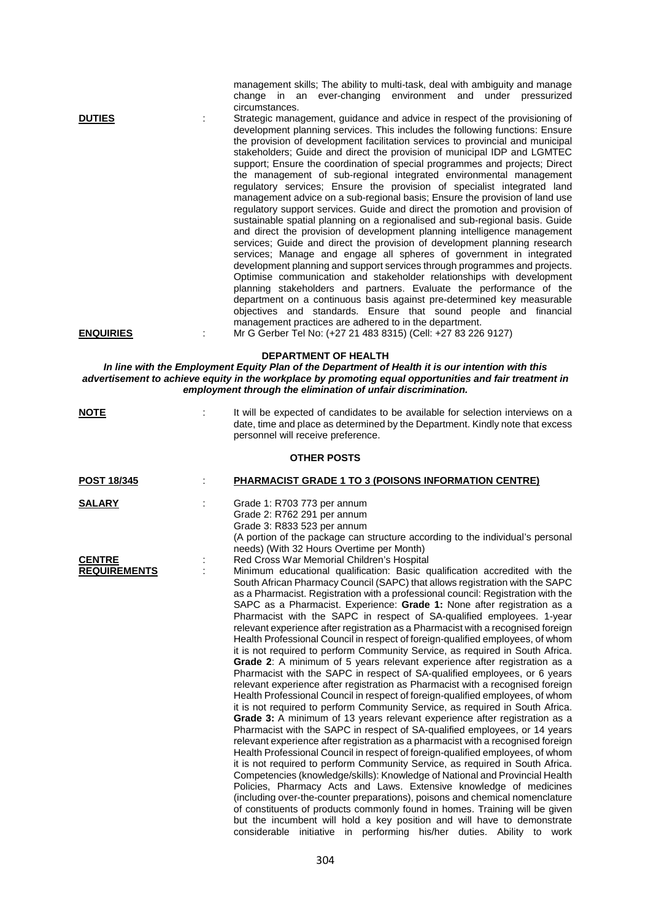management skills; The ability to multi-task, deal with ambiguity and manage change in an ever-changing environment and under pressurized circumstances.

**DUTIES** : Strategic management, guidance and advice in respect of the provisioning of development planning services. This includes the following functions: Ensure the provision of development facilitation services to provincial and municipal stakeholders; Guide and direct the provision of municipal IDP and LGMTEC support; Ensure the coordination of special programmes and projects; Direct the management of sub-regional integrated environmental management regulatory services; Ensure the provision of specialist integrated land management advice on a sub-regional basis; Ensure the provision of land use regulatory support services. Guide and direct the promotion and provision of sustainable spatial planning on a regionalised and sub-regional basis. Guide and direct the provision of development planning intelligence management services; Guide and direct the provision of development planning research services; Manage and engage all spheres of government in integrated development planning and support services through programmes and projects. Optimise communication and stakeholder relationships with development planning stakeholders and partners. Evaluate the performance of the department on a continuous basis against pre-determined key measurable objectives and standards. Ensure that sound people and financial management practices are adhered to in the department.

**ENQUIRIES** : Mr G Gerber Tel No: (+27 21 483 8315) (Cell: +27 83 226 9127)

## DEPARTMENT OF HEALTH

***In line with the Employment Equity Plan of the Department of Health it is our intention with this advertisement to achieve equity in the workplace by promoting equal opportunities and fair treatment in employment through the elimination of unfair discrimination.***

**NOTE** : It will be expected of candidates to be available for selection interviews on a date, time and place as determined by the Department. Kindly note that excess personnel will receive preference.

### OTHER POSTS

**POST 18/345** : **PHARMACIST GRADE 1 TO 3 (POISONS INFORMATION CENTRE)**

**SALARY** : Grade 1: R703 773 per annum
Grade 2: R762 291 per annum
Grade 3: R833 523 per annum
(A portion of the package can structure according to the individual's personal needs) (With 32 Hours Overtime per Month)

**CENTRE** : Red Cross War Memorial Children's Hospital

**REQUIREMENTS** : Minimum educational qualification: Basic qualification accredited with the South African Pharmacy Council (SAPC) that allows registration with the SAPC as a Pharmacist. Registration with a professional council: Registration with the SAPC as a Pharmacist. Experience: **Grade 1:** None after registration as a Pharmacist with the SAPC in respect of SA-qualified employees. 1-year relevant experience after registration as a Pharmacist with a recognised foreign Health Professional Council in respect of foreign-qualified employees, of whom it is not required to perform Community Service, as required in South Africa. **Grade 2**: A minimum of 5 years relevant experience after registration as a Pharmacist with the SAPC in respect of SA-qualified employees, or 6 years relevant experience after registration as Pharmacist with a recognised foreign Health Professional Council in respect of foreign-qualified employees, of whom it is not required to perform Community Service, as required in South Africa. **Grade 3:** A minimum of 13 years relevant experience after registration as a Pharmacist with the SAPC in respect of SA-qualified employees, or 14 years relevant experience after registration as a pharmacist with a recognised foreign Health Professional Council in respect of foreign-qualified employees, of whom it is not required to perform Community Service, as required in South Africa. Competencies (knowledge/skills): Knowledge of National and Provincial Health Policies, Pharmacy Acts and Laws. Extensive knowledge of medicines (including over-the-counter preparations), poisons and chemical nomenclature of constituents of products commonly found in homes. Training will be given but the incumbent will hold a key position and will have to demonstrate considerable initiative in performing his/her duties. Ability to work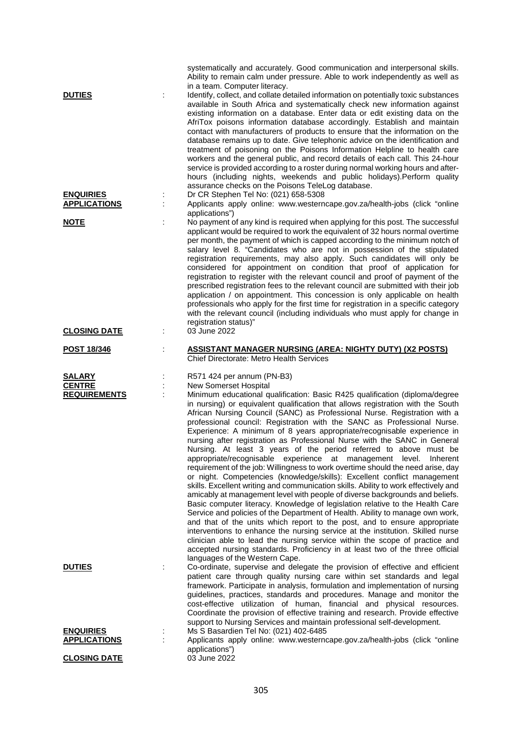systematically and accurately. Good communication and interpersonal skills. Ability to remain calm under pressure. Able to work independently as well as in a team. Computer literacy.

**DUTIES** : Identify, collect, and collate detailed information on potentially toxic substances available in South Africa and systematically check new information against existing information on a database. Enter data or edit existing data on the AfriTox poisons information database accordingly. Establish and maintain contact with manufacturers of products to ensure that the information on the database remains up to date. Give telephonic advice on the identification and treatment of poisoning on the Poisons Information Helpline to health care workers and the general public, and record details of each call. This 24-hour service is provided according to a roster during normal working hours and after-hours (including nights, weekends and public holidays).Perform quality assurance checks on the Poisons TeleLog database.

**ENQUIRIES** : Dr CR Stephen Tel No: (021) 658-5308

**APPLICATIONS** : Applicants apply online: www.westerncape.gov.za/health-jobs (click "online applications")

**NOTE** : No payment of any kind is required when applying for this post. The successful applicant would be required to work the equivalent of 32 hours normal overtime per month, the payment of which is capped according to the minimum notch of salary level 8. "Candidates who are not in possession of the stipulated registration requirements, may also apply. Such candidates will only be considered for appointment on condition that proof of application for registration to register with the relevant council and proof of payment of the prescribed registration fees to the relevant council are submitted with their job application / on appointment. This concession is only applicable on health professionals who apply for the first time for registration in a specific category with the relevant council (including individuals who must apply for change in registration status)"

**CLOSING DATE** : 03 June 2022

**POST 18/346** : **ASSISTANT MANAGER NURSING (AREA: NIGHTY DUTY) (X2 POSTS)**
Chief Directorate: Metro Health Services

**SALARY** : R571 424 per annum (PN-B3)

**CENTRE** : New Somerset Hospital

**REQUIREMENTS** : Minimum educational qualification: Basic R425 qualification (diploma/degree in nursing) or equivalent qualification that allows registration with the South African Nursing Council (SANC) as Professional Nurse. Registration with a professional council: Registration with the SANC as Professional Nurse. Experience: A minimum of 8 years appropriate/recognisable experience in nursing after registration as Professional Nurse with the SANC in General Nursing. At least 3 years of the period referred to above must be appropriate/recognisable experience at management level. Inherent requirement of the job: Willingness to work overtime should the need arise, day or night. Competencies (knowledge/skills): Excellent conflict management skills. Excellent writing and communication skills. Ability to work effectively and amicably at management level with people of diverse backgrounds and beliefs. Basic computer literacy. Knowledge of legislation relative to the Health Care Service and policies of the Department of Health. Ability to manage own work, and that of the units which report to the post, and to ensure appropriate interventions to enhance the nursing service at the institution. Skilled nurse clinician able to lead the nursing service within the scope of practice and accepted nursing standards. Proficiency in at least two of the three official languages of the Western Cape.

**DUTIES** : Co-ordinate, supervise and delegate the provision of effective and efficient patient care through quality nursing care within set standards and legal framework. Participate in analysis, formulation and implementation of nursing guidelines, practices, standards and procedures. Manage and monitor the cost-effective utilization of human, financial and physical resources. Coordinate the provision of effective training and research. Provide effective support to Nursing Services and maintain professional self-development.

**ENQUIRIES** : Ms S Basardien Tel No: (021) 402-6485

**APPLICATIONS** : Applicants apply online: www.westerncape.gov.za/health-jobs (click "online applications")

**CLOSING DATE** 03 June 2022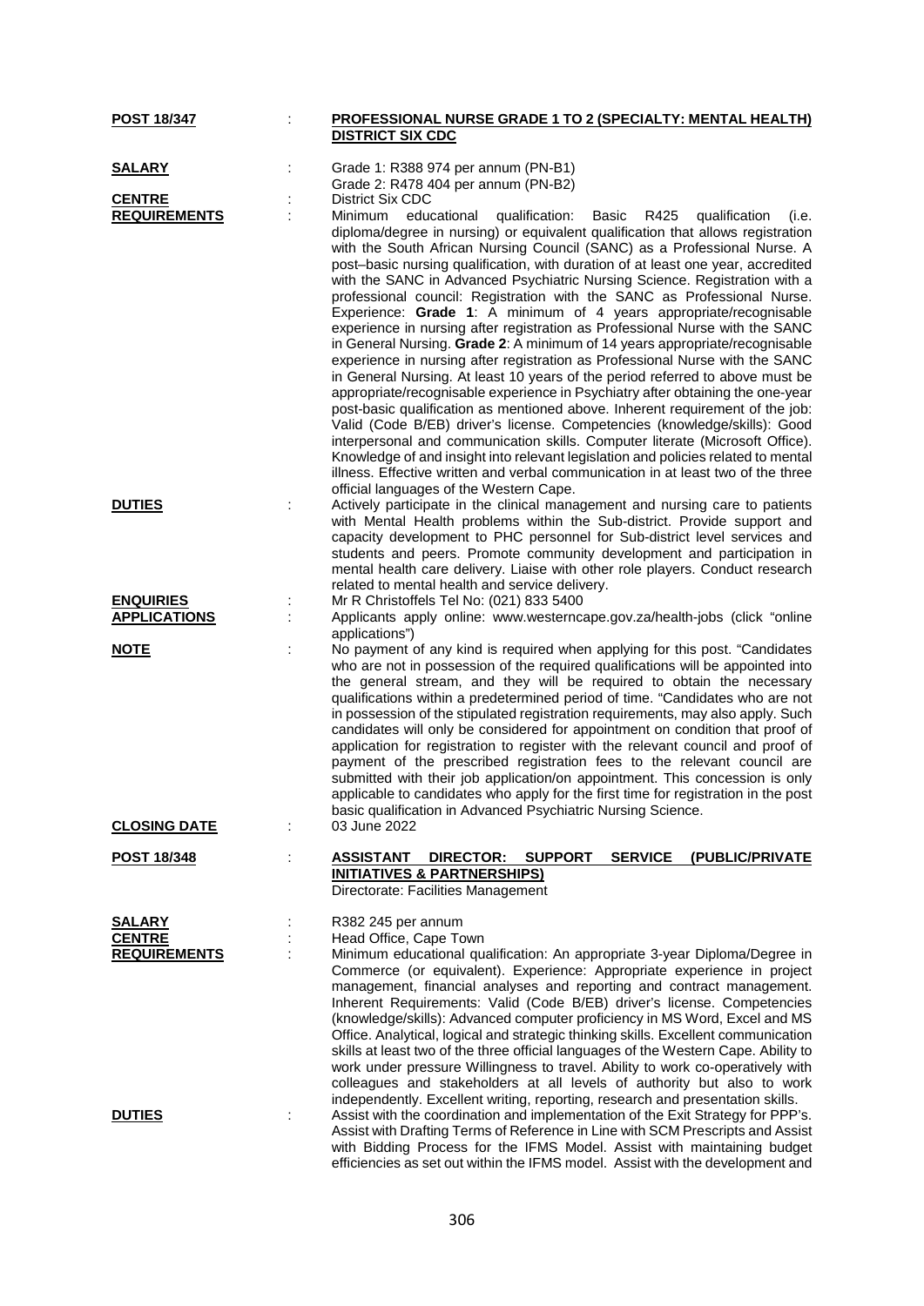| | | |
|---|---|---|
| **POST 18/347** | : | **PROFESSIONAL NURSE GRADE 1 TO 2 (SPECIALTY: MENTAL HEALTH) DISTRICT SIX CDC** |
| **SALARY** | : | Grade 1: R388 974 per annum (PN-B1)<br>Grade 2: R478 404 per annum (PN-B2) |
| **CENTRE** | : | District Six CDC |
| **REQUIREMENTS** | : | Minimum educational qualification: Basic R425 qualification (i.e. diploma/degree in nursing) or equivalent qualification that allows registration with the South African Nursing Council (SANC) as a Professional Nurse. A post–basic nursing qualification, with duration of at least one year, accredited with the SANC in Advanced Psychiatric Nursing Science. Registration with a professional council: Registration with the SANC as Professional Nurse. Experience: **Grade 1**: A minimum of 4 years appropriate/recognisable experience in nursing after registration as Professional Nurse with the SANC in General Nursing. **Grade 2**: A minimum of 14 years appropriate/recognisable experience in nursing after registration as Professional Nurse with the SANC in General Nursing. At least 10 years of the period referred to above must be appropriate/recognisable experience in Psychiatry after obtaining the one-year post-basic qualification as mentioned above. Inherent requirement of the job: Valid (Code B/EB) driver's license. Competencies (knowledge/skills): Good interpersonal and communication skills. Computer literate (Microsoft Office). Knowledge of and insight into relevant legislation and policies related to mental illness. Effective written and verbal communication in at least two of the three official languages of the Western Cape. |
| **DUTIES** | : | Actively participate in the clinical management and nursing care to patients with Mental Health problems within the Sub-district. Provide support and capacity development to PHC personnel for Sub-district level services and students and peers. Promote community development and participation in mental health care delivery. Liaise with other role players. Conduct research related to mental health and service delivery. |
| **ENQUIRIES** | : | Mr R Christoffels Tel No: (021) 833 5400 |
| **APPLICATIONS** | : | Applicants apply online: www.westerncape.gov.za/health-jobs (click "online applications") |
| **NOTE** | : | No payment of any kind is required when applying for this post. "Candidates who are not in possession of the required qualifications will be appointed into the general stream, and they will be required to obtain the necessary qualifications within a predetermined period of time. "Candidates who are not in possession of the stipulated registration requirements, may also apply. Such candidates will only be considered for appointment on condition that proof of application for registration to register with the relevant council and proof of payment of the prescribed registration fees to the relevant council are submitted with their job application/on appointment. This concession is only applicable to candidates who apply for the first time for registration in the post basic qualification in Advanced Psychiatric Nursing Science. |
| **CLOSING DATE** | : | 03 June 2022 |
| **POST 18/348** | : | **ASSISTANT DIRECTOR: SUPPORT SERVICE (PUBLIC/PRIVATE INITIATIVES & PARTNERSHIPS)**<br>Directorate: Facilities Management |
| **SALARY** | : | R382 245 per annum |
| **CENTRE** | : | Head Office, Cape Town |
| **REQUIREMENTS** | : | Minimum educational qualification: An appropriate 3-year Diploma/Degree in Commerce (or equivalent). Experience: Appropriate experience in project management, financial analyses and reporting and contract management. Inherent Requirements: Valid (Code B/EB) driver's license. Competencies (knowledge/skills): Advanced computer proficiency in MS Word, Excel and MS Office. Analytical, logical and strategic thinking skills. Excellent communication skills at least two of the three official languages of the Western Cape. Ability to work under pressure Willingness to travel. Ability to work co-operatively with colleagues and stakeholders at all levels of authority but also to work independently. Excellent writing, reporting, research and presentation skills. |
| **DUTIES** | : | Assist with the coordination and implementation of the Exit Strategy for PPP's. Assist with Drafting Terms of Reference in Line with SCM Prescripts and Assist with Bidding Process for the IFMS Model. Assist with maintaining budget efficiencies as set out within the IFMS model. Assist with the development and |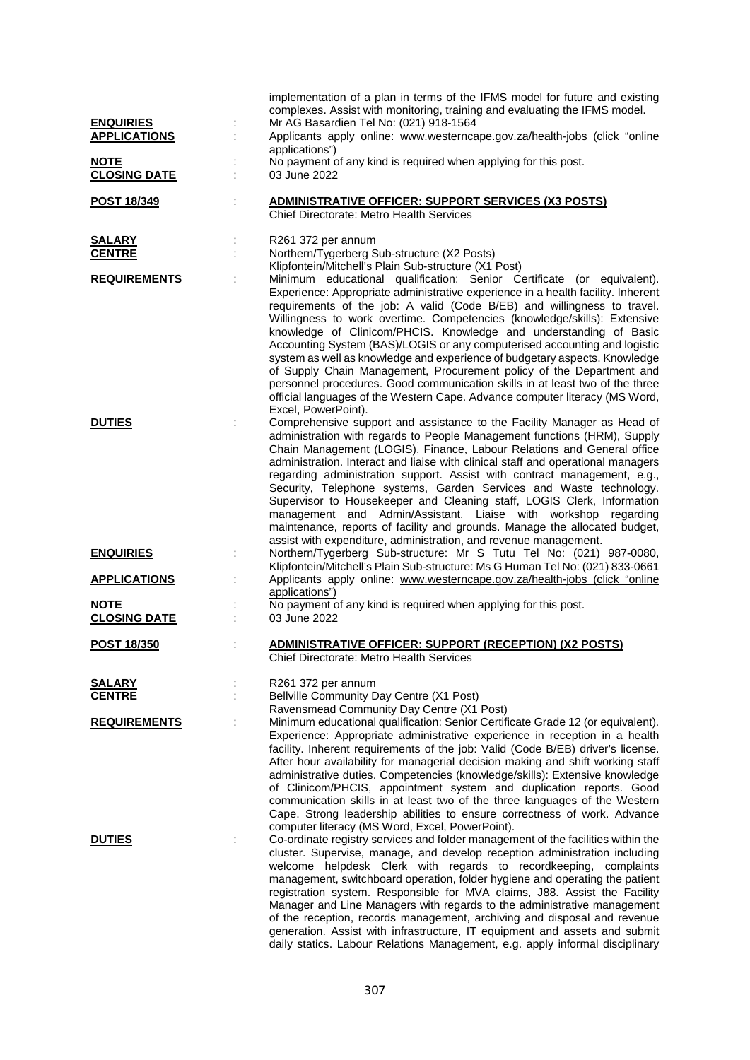implementation of a plan in terms of the IFMS model for future and existing complexes. Assist with monitoring, training and evaluating the IFMS model.

**ENQUIRIES** : Mr AG Basardien Tel No: (021) 918-1564

**APPLICATIONS** : Applicants apply online: www.westerncape.gov.za/health-jobs (click "online applications")

**NOTE** : No payment of any kind is required when applying for this post.

**CLOSING DATE** : 03 June 2022

**POST 18/349** : **ADMINISTRATIVE OFFICER: SUPPORT SERVICES (X3 POSTS)**
Chief Directorate: Metro Health Services

**SALARY** : R261 372 per annum

**CENTRE** : Northern/Tygerberg Sub-structure (X2 Posts)
Klipfontein/Mitchell's Plain Sub-structure (X1 Post)

**REQUIREMENTS** : Minimum educational qualification: Senior Certificate (or equivalent). Experience: Appropriate administrative experience in a health facility. Inherent requirements of the job: A valid (Code B/EB) and willingness to travel. Willingness to work overtime. Competencies (knowledge/skills): Extensive knowledge of Clinicom/PHCIS. Knowledge and understanding of Basic Accounting System (BAS)/LOGIS or any computerised accounting and logistic system as well as knowledge and experience of budgetary aspects. Knowledge of Supply Chain Management, Procurement policy of the Department and personnel procedures. Good communication skills in at least two of the three official languages of the Western Cape. Advance computer literacy (MS Word, Excel, PowerPoint).

**DUTIES** : Comprehensive support and assistance to the Facility Manager as Head of administration with regards to People Management functions (HRM), Supply Chain Management (LOGIS), Finance, Labour Relations and General office administration. Interact and liaise with clinical staff and operational managers regarding administration support. Assist with contract management, e.g., Security, Telephone systems, Garden Services and Waste technology. Supervisor to Housekeeper and Cleaning staff, LOGIS Clerk, Information management and Admin/Assistant. Liaise with workshop regarding maintenance, reports of facility and grounds. Manage the allocated budget, assist with expenditure, administration, and revenue management.

**ENQUIRIES** : Northern/Tygerberg Sub-structure: Mr S Tutu Tel No: (021) 987-0080, Klipfontein/Mitchell's Plain Sub-structure: Ms G Human Tel No: (021) 833-0661

**APPLICATIONS** : Applicants apply online: www.westerncape.gov.za/health-jobs (click "online applications")

**NOTE** : No payment of any kind is required when applying for this post.

**CLOSING DATE** : 03 June 2022

**POST 18/350** : **ADMINISTRATIVE OFFICER: SUPPORT (RECEPTION) (X2 POSTS)**
Chief Directorate: Metro Health Services

**SALARY** : R261 372 per annum

**CENTRE** : Bellville Community Day Centre (X1 Post)
Ravensmead Community Day Centre (X1 Post)

**REQUIREMENTS** : Minimum educational qualification: Senior Certificate Grade 12 (or equivalent). Experience: Appropriate administrative experience in reception in a health facility. Inherent requirements of the job: Valid (Code B/EB) driver's license. After hour availability for managerial decision making and shift working staff administrative duties. Competencies (knowledge/skills): Extensive knowledge of Clinicom/PHCIS, appointment system and duplication reports. Good communication skills in at least two of the three languages of the Western Cape. Strong leadership abilities to ensure correctness of work. Advance computer literacy (MS Word, Excel, PowerPoint).

**DUTIES** : Co-ordinate registry services and folder management of the facilities within the cluster. Supervise, manage, and develop reception administration including welcome helpdesk Clerk with regards to recordkeeping, complaints management, switchboard operation, folder hygiene and operating the patient registration system. Responsible for MVA claims, J88. Assist the Facility Manager and Line Managers with regards to the administrative management of the reception, records management, archiving and disposal and revenue generation. Assist with infrastructure, IT equipment and assets and submit daily statics. Labour Relations Management, e.g. apply informal disciplinary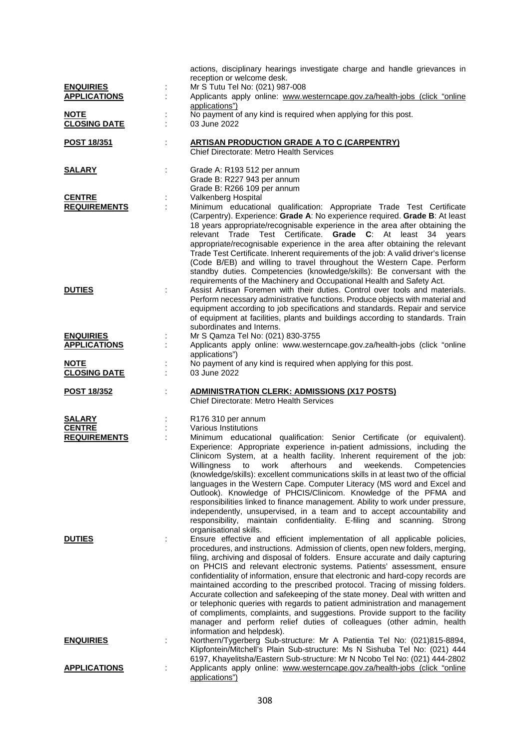actions, disciplinary hearings investigate charge and handle grievances in reception or welcome desk.

**ENQUIRIES** : Mr S Tutu Tel No: (021) 987-008

**APPLICATIONS** : Applicants apply online: www.westerncape.gov.za/health-jobs (click "online applications")

**NOTE** : No payment of any kind is required when applying for this post.

**CLOSING DATE** : 03 June 2022

**POST 18/351** : **ARTISAN PRODUCTION GRADE A TO C (CARPENTRY)**
Chief Directorate: Metro Health Services

**SALARY** : Grade A: R193 512 per annum
Grade B: R227 943 per annum
Grade B: R266 109 per annum

**CENTRE** : Valkenberg Hospital

**REQUIREMENTS** : Minimum educational qualification: Appropriate Trade Test Certificate (Carpentry). Experience: **Grade A**: No experience required. **Grade B**: At least 18 years appropriate/recognisable experience in the area after obtaining the relevant Trade Test Certificate. **Grade C**: At least 34 years appropriate/recognisable experience in the area after obtaining the relevant Trade Test Certificate. Inherent requirements of the job: A valid driver's license (Code B/EB) and willing to travel throughout the Western Cape. Perform standby duties. Competencies (knowledge/skills): Be conversant with the requirements of the Machinery and Occupational Health and Safety Act.

**DUTIES** : Assist Artisan Foremen with their duties. Control over tools and materials. Perform necessary administrative functions. Produce objects with material and equipment according to job specifications and standards. Repair and service of equipment at facilities, plants and buildings according to standards. Train subordinates and Interns.

**ENQUIRIES** : Mr S Qamza Tel No: (021) 830-3755

**APPLICATIONS** : Applicants apply online: www.westerncape.gov.za/health-jobs (click "online applications")

**NOTE** : No payment of any kind is required when applying for this post.

**CLOSING DATE** : 03 June 2022

**POST 18/352** : **ADMINISTRATION CLERK: ADMISSIONS (X17 POSTS)**
Chief Directorate: Metro Health Services

**SALARY** : R176 310 per annum

**CENTRE** : Various Institutions

**REQUIREMENTS** : Minimum educational qualification: Senior Certificate (or equivalent). Experience: Appropriate experience in-patient admissions, including the Clinicom System, at a health facility. Inherent requirement of the job: Willingness to work afterhours and weekends. Competencies (knowledge/skills): excellent communications skills in at least two of the official languages in the Western Cape. Computer Literacy (MS word and Excel and Outlook). Knowledge of PHCIS/Clinicom. Knowledge of the PFMA and responsibilities linked to finance management. Ability to work under pressure, independently, unsupervised, in a team and to accept accountability and responsibility, maintain confidentiality. E-filing and scanning. Strong organisational skills.

**DUTIES** : Ensure effective and efficient implementation of all applicable policies, procedures, and instructions. Admission of clients, open new folders, merging, filing, archiving and disposal of folders. Ensure accurate and daily capturing on PHCIS and relevant electronic systems. Patients' assessment, ensure confidentiality of information, ensure that electronic and hard-copy records are maintained according to the prescribed protocol. Tracing of missing folders. Accurate collection and safekeeping of the state money. Deal with written and or telephonic queries with regards to patient administration and management of compliments, complaints, and suggestions. Provide support to the facility manager and perform relief duties of colleagues (other admin, health information and helpdesk).

**ENQUIRIES** : Northern/Tygerberg Sub-structure: Mr A Patientia Tel No: (021)815-8894, Klipfontein/Mitchell's Plain Sub-structure: Ms N Sishuba Tel No: (021) 444 6197, Khayelitsha/Eastern Sub-structure: Mr N Ncobo Tel No: (021) 444-2802

**APPLICATIONS** : Applicants apply online: www.westerncape.gov.za/health-jobs (click "online applications")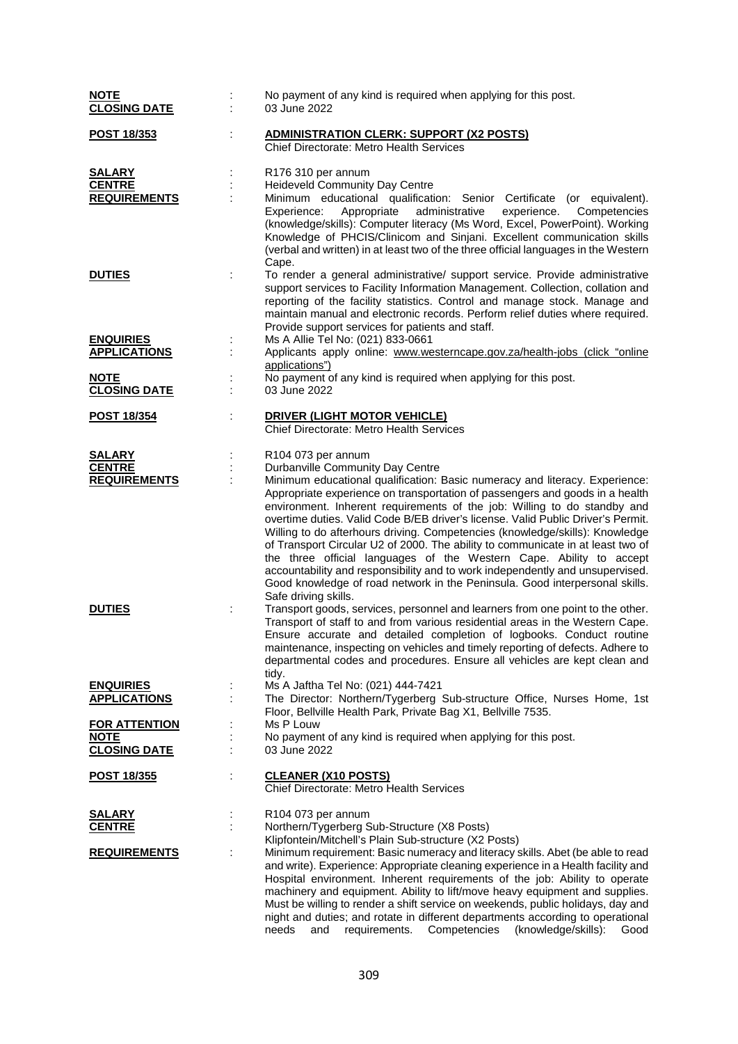**NOTE** : No payment of any kind is required when applying for this post.
**CLOSING DATE** : 03 June 2022

**POST 18/353** : **ADMINISTRATION CLERK: SUPPORT (X2 POSTS)**
Chief Directorate: Metro Health Services

**SALARY** : R176 310 per annum
**CENTRE** : Heideveld Community Day Centre
**REQUIREMENTS** : Minimum educational qualification: Senior Certificate (or equivalent). Experience: Appropriate administrative experience. Competencies (knowledge/skills): Computer literacy (Ms Word, Excel, PowerPoint). Working Knowledge of PHCIS/Clinicom and Sinjani. Excellent communication skills (verbal and written) in at least two of the three official languages in the Western Cape.
**DUTIES** : To render a general administrative/ support service. Provide administrative support services to Facility Information Management. Collection, collation and reporting of the facility statistics. Control and manage stock. Manage and maintain manual and electronic records. Perform relief duties where required. Provide support services for patients and staff.
**ENQUIRIES** : Ms A Allie Tel No: (021) 833-0661
**APPLICATIONS** : Applicants apply online: www.westerncape.gov.za/health-jobs (click "online applications")
**NOTE** : No payment of any kind is required when applying for this post.
**CLOSING DATE** : 03 June 2022

**POST 18/354** : **DRIVER (LIGHT MOTOR VEHICLE)**
Chief Directorate: Metro Health Services

**SALARY** : R104 073 per annum
**CENTRE** : Durbanville Community Day Centre
**REQUIREMENTS** : Minimum educational qualification: Basic numeracy and literacy. Experience: Appropriate experience on transportation of passengers and goods in a health environment. Inherent requirements of the job: Willing to do standby and overtime duties. Valid Code B/EB driver's license. Valid Public Driver's Permit. Willing to do afterhours driving. Competencies (knowledge/skills): Knowledge of Transport Circular U2 of 2000. The ability to communicate in at least two of the three official languages of the Western Cape. Ability to accept accountability and responsibility and to work independently and unsupervised. Good knowledge of road network in the Peninsula. Good interpersonal skills. Safe driving skills.
**DUTIES** : Transport goods, services, personnel and learners from one point to the other. Transport of staff to and from various residential areas in the Western Cape. Ensure accurate and detailed completion of logbooks. Conduct routine maintenance, inspecting on vehicles and timely reporting of defects. Adhere to departmental codes and procedures. Ensure all vehicles are kept clean and tidy.
**ENQUIRIES** : Ms A Jaftha Tel No: (021) 444-7421
**APPLICATIONS** : The Director: Northern/Tygerberg Sub-structure Office, Nurses Home, 1st Floor, Bellville Health Park, Private Bag X1, Bellville 7535.
**FOR ATTENTION** : Ms P Louw
**NOTE** : No payment of any kind is required when applying for this post.
**CLOSING DATE** : 03 June 2022

**POST 18/355** : **CLEANER (X10 POSTS)**
Chief Directorate: Metro Health Services

**SALARY** : R104 073 per annum
**CENTRE** : Northern/Tygerberg Sub-Structure (X8 Posts)
Klipfontein/Mitchell's Plain Sub-structure (X2 Posts)
**REQUIREMENTS** : Minimum requirement: Basic numeracy and literacy skills. Abet (be able to read and write). Experience: Appropriate cleaning experience in a Health facility and Hospital environment. Inherent requirements of the job: Ability to operate machinery and equipment. Ability to lift/move heavy equipment and supplies. Must be willing to render a shift service on weekends, public holidays, day and night and duties; and rotate in different departments according to operational needs and requirements. Competencies (knowledge/skills): Good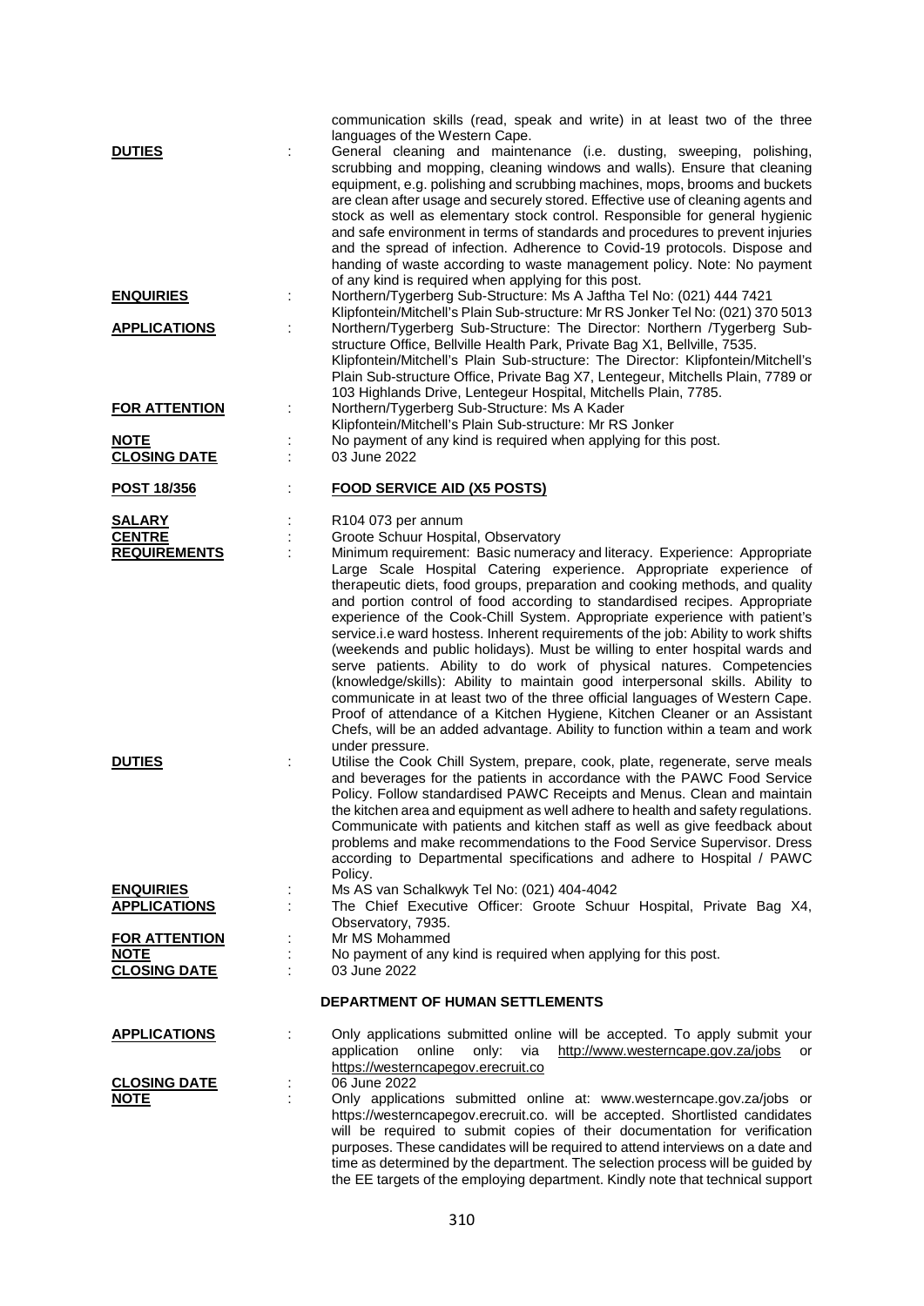communication skills (read, speak and write) in at least two of the three languages of the Western Cape.

**DUTIES** : General cleaning and maintenance (i.e. dusting, sweeping, polishing, scrubbing and mopping, cleaning windows and walls). Ensure that cleaning equipment, e.g. polishing and scrubbing machines, mops, brooms and buckets are clean after usage and securely stored. Effective use of cleaning agents and stock as well as elementary stock control. Responsible for general hygienic and safe environment in terms of standards and procedures to prevent injuries and the spread of infection. Adherence to Covid-19 protocols. Dispose and handing of waste according to waste management policy. Note: No payment of any kind is required when applying for this post.

**ENQUIRIES** : Northern/Tygerberg Sub-Structure: Ms A Jaftha Tel No: (021) 444 7421
Klipfontein/Mitchell's Plain Sub-structure: Mr RS Jonker Tel No: (021) 370 5013

**APPLICATIONS** : Northern/Tygerberg Sub-Structure: The Director: Northern /Tygerberg Sub-structure Office, Bellville Health Park, Private Bag X1, Bellville, 7535.
Klipfontein/Mitchell's Plain Sub-structure: The Director: Klipfontein/Mitchell's Plain Sub-structure Office, Private Bag X7, Lentegeur, Mitchells Plain, 7789 or 103 Highlands Drive, Lentegeur Hospital, Mitchells Plain, 7785.

**FOR ATTENTION** : Northern/Tygerberg Sub-Structure: Ms A Kader
Klipfontein/Mitchell's Plain Sub-structure: Mr RS Jonker

**NOTE** : No payment of any kind is required when applying for this post.

**CLOSING DATE** : 03 June 2022

**POST 18/356** : **FOOD SERVICE AID (X5 POSTS)**

**SALARY** : R104 073 per annum

**CENTRE** : Groote Schuur Hospital, Observatory

**REQUIREMENTS** : Minimum requirement: Basic numeracy and literacy. Experience: Appropriate Large Scale Hospital Catering experience. Appropriate experience of therapeutic diets, food groups, preparation and cooking methods, and quality and portion control of food according to standardised recipes. Appropriate experience of the Cook-Chill System. Appropriate experience with patient's service.i.e ward hostess. Inherent requirements of the job: Ability to work shifts (weekends and public holidays). Must be willing to enter hospital wards and serve patients. Ability to do work of physical natures. Competencies (knowledge/skills): Ability to maintain good interpersonal skills. Ability to communicate in at least two of the three official languages of Western Cape. Proof of attendance of a Kitchen Hygiene, Kitchen Cleaner or an Assistant Chefs, will be an added advantage. Ability to function within a team and work under pressure.

**DUTIES** : Utilise the Cook Chill System, prepare, cook, plate, regenerate, serve meals and beverages for the patients in accordance with the PAWC Food Service Policy. Follow standardised PAWC Receipts and Menus. Clean and maintain the kitchen area and equipment as well adhere to health and safety regulations. Communicate with patients and kitchen staff as well as give feedback about problems and make recommendations to the Food Service Supervisor. Dress according to Departmental specifications and adhere to Hospital / PAWC Policy.

**ENQUIRIES** : Ms AS van Schalkwyk Tel No: (021) 404-4042

**APPLICATIONS** : The Chief Executive Officer: Groote Schuur Hospital, Private Bag X4, Observatory, 7935.

**FOR ATTENTION** : Mr MS Mohammed

**NOTE** : No payment of any kind is required when applying for this post.

**CLOSING DATE** : 03 June 2022

## DEPARTMENT OF HUMAN SETTLEMENTS

**APPLICATIONS** : Only applications submitted online will be accepted. To apply submit your application online only: via http://www.westerncape.gov.za/jobs or https://westerncapegov.erecruit.co

**CLOSING DATE** : 06 June 2022

**NOTE** : Only applications submitted online at: www.westerncape.gov.za/jobs or https://westerncapegov.erecruit.co. will be accepted. Shortlisted candidates will be required to submit copies of their documentation for verification purposes. These candidates will be required to attend interviews on a date and time as determined by the department. The selection process will be guided by the EE targets of the employing department. Kindly note that technical support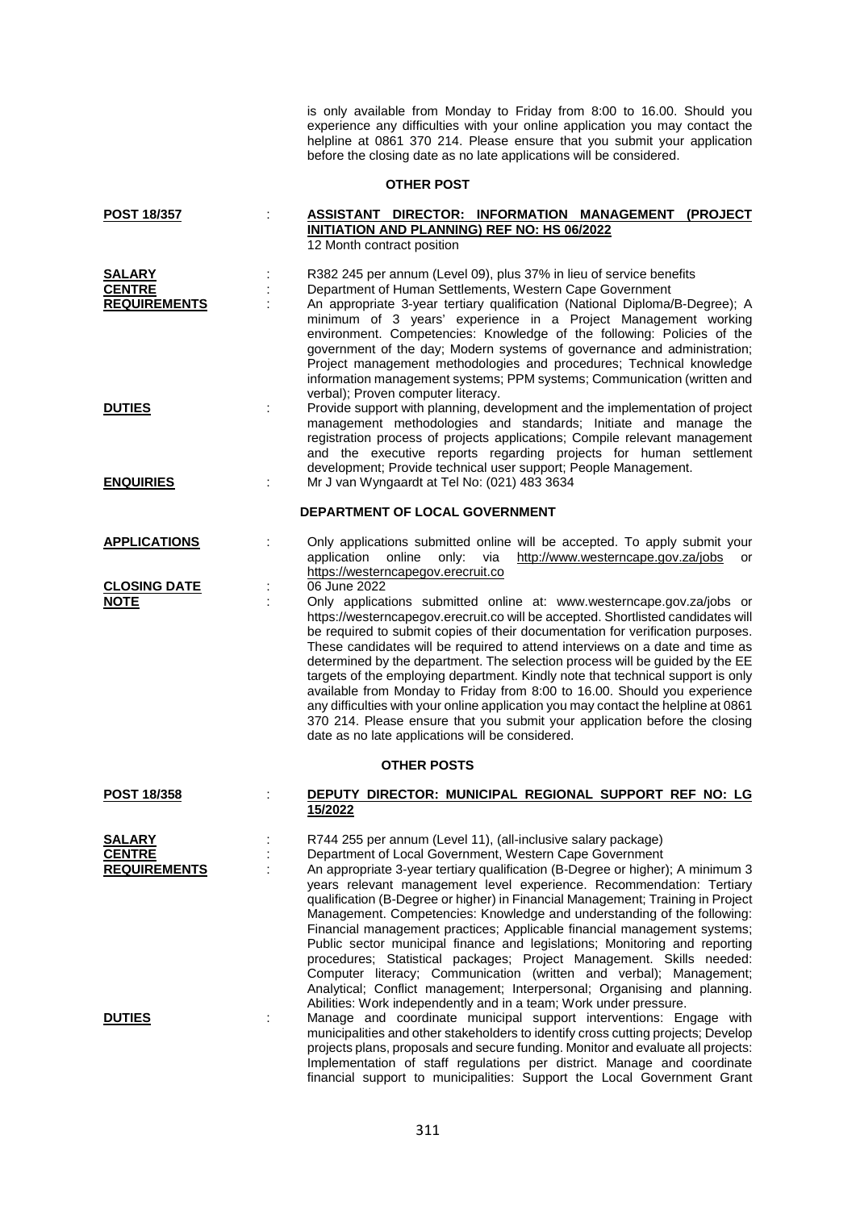is only available from Monday to Friday from 8:00 to 16.00. Should you experience any difficulties with your online application you may contact the helpline at 0861 370 214. Please ensure that you submit your application before the closing date as no late applications will be considered.

**OTHER POST**

| | | |
|---|---|---|
| **POST 18/357** | : | **ASSISTANT DIRECTOR: INFORMATION MANAGEMENT (PROJECT INITIATION AND PLANNING) REF NO: HS 06/2022**<br>12 Month contract position |
| **SALARY** | : | R382 245 per annum (Level 09), plus 37% in lieu of service benefits |
| **CENTRE** | : | Department of Human Settlements, Western Cape Government |
| **REQUIREMENTS** | : | An appropriate 3-year tertiary qualification (National Diploma/B-Degree); A minimum of 3 years' experience in a Project Management working environment. Competencies: Knowledge of the following: Policies of the government of the day; Modern systems of governance and administration; Project management methodologies and procedures; Technical knowledge information management systems; PPM systems; Communication (written and verbal); Proven computer literacy. |
| **DUTIES** | : | Provide support with planning, development and the implementation of project management methodologies and standards; Initiate and manage the registration process of projects applications; Compile relevant management and the executive reports regarding projects for human settlement development; Provide technical user support; People Management. |
| **ENQUIRIES** | : | Mr J van Wyngaardt at Tel No: (021) 483 3634 |

**DEPARTMENT OF LOCAL GOVERNMENT**

| | | |
|---|---|---|
| **APPLICATIONS** | : | Only applications submitted online will be accepted. To apply submit your application online only: via http://www.westerncape.gov.za/jobs or https://westerncapegov.erecruit.co |
| **CLOSING DATE** | : | 06 June 2022 |
| **NOTE** | : | Only applications submitted online at: www.westerncape.gov.za/jobs or https://westerncapegov.erecruit.co will be accepted. Shortlisted candidates will be required to submit copies of their documentation for verification purposes. These candidates will be required to attend interviews on a date and time as determined by the department. The selection process will be guided by the EE targets of the employing department. Kindly note that technical support is only available from Monday to Friday from 8:00 to 16.00. Should you experience any difficulties with your online application you may contact the helpline at 0861 370 214. Please ensure that you submit your application before the closing date as no late applications will be considered. |

**OTHER POSTS**

| | | |
|---|---|---|
| **POST 18/358** | : | **DEPUTY DIRECTOR: MUNICIPAL REGIONAL SUPPORT REF NO: LG 15/2022** |
| **SALARY** | : | R744 255 per annum (Level 11), (all-inclusive salary package) |
| **CENTRE** | : | Department of Local Government, Western Cape Government |
| **REQUIREMENTS** | : | An appropriate 3-year tertiary qualification (B-Degree or higher); A minimum 3 years relevant management level experience. Recommendation: Tertiary qualification (B-Degree or higher) in Financial Management; Training in Project Management. Competencies: Knowledge and understanding of the following: Financial management practices; Applicable financial management systems; Public sector municipal finance and legislations; Monitoring and reporting procedures; Statistical packages; Project Management. Skills needed: Computer literacy; Communication (written and verbal); Management; Analytical; Conflict management; Interpersonal; Organising and planning. Abilities: Work independently and in a team; Work under pressure. |
| **DUTIES** | : | Manage and coordinate municipal support interventions: Engage with municipalities and other stakeholders to identify cross cutting projects; Develop projects plans, proposals and secure funding. Monitor and evaluate all projects: Implementation of staff regulations per district. Manage and coordinate financial support to municipalities: Support the Local Government Grant |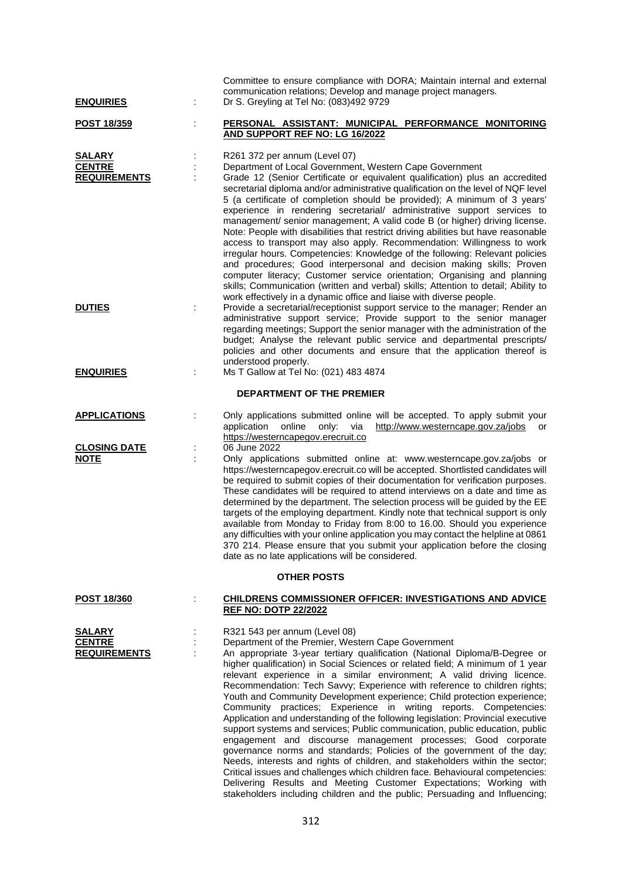Committee to ensure compliance with DORA; Maintain internal and external communication relations; Develop and manage project managers.

**ENQUIRIES** : Dr S. Greyling at Tel No: (083)492 9729

**POST 18/359** : **PERSONAL ASSISTANT: MUNICIPAL PERFORMANCE MONITORING AND SUPPORT REF NO: LG 16/2022**

**SALARY** : R261 372 per annum (Level 07)

**CENTRE** : Department of Local Government, Western Cape Government

**REQUIREMENTS** : Grade 12 (Senior Certificate or equivalent qualification) plus an accredited secretarial diploma and/or administrative qualification on the level of NQF level 5 (a certificate of completion should be provided); A minimum of 3 years' experience in rendering secretarial/ administrative support services to management/ senior management; A valid code B (or higher) driving license. Note: People with disabilities that restrict driving abilities but have reasonable access to transport may also apply. Recommendation: Willingness to work irregular hours. Competencies: Knowledge of the following: Relevant policies and procedures; Good interpersonal and decision making skills; Proven computer literacy; Customer service orientation; Organising and planning skills; Communication (written and verbal) skills; Attention to detail; Ability to work effectively in a dynamic office and liaise with diverse people.

**DUTIES** : Provide a secretarial/receptionist support service to the manager; Render an administrative support service; Provide support to the senior manager regarding meetings; Support the senior manager with the administration of the budget; Analyse the relevant public service and departmental prescripts/ policies and other documents and ensure that the application thereof is understood properly.

**ENQUIRIES** : Ms T Gallow at Tel No: (021) 483 4874

## DEPARTMENT OF THE PREMIER

**APPLICATIONS** : Only applications submitted online will be accepted. To apply submit your application online only: via http://www.westerncape.gov.za/jobs or https://westerncapegov.erecruit.co

**CLOSING DATE** : 06 June 2022

**NOTE** : Only applications submitted online at: www.westerncape.gov.za/jobs or https://westerncapegov.erecruit.co will be accepted. Shortlisted candidates will be required to submit copies of their documentation for verification purposes. These candidates will be required to attend interviews on a date and time as determined by the department. The selection process will be guided by the EE targets of the employing department. Kindly note that technical support is only available from Monday to Friday from 8:00 to 16.00. Should you experience any difficulties with your online application you may contact the helpline at 0861 370 214. Please ensure that you submit your application before the closing date as no late applications will be considered.

### OTHER POSTS

**POST 18/360** : **CHILDRENS COMMISSIONER OFFICER: INVESTIGATIONS AND ADVICE REF NO: DOTP 22/2022**

**SALARY** : R321 543 per annum (Level 08)

**CENTRE** : Department of the Premier, Western Cape Government

**REQUIREMENTS** : An appropriate 3-year tertiary qualification (National Diploma/B-Degree or higher qualification) in Social Sciences or related field; A minimum of 1 year relevant experience in a similar environment; A valid driving licence. Recommendation: Tech Savvy; Experience with reference to children rights; Youth and Community Development experience; Child protection experience; Community practices; Experience in writing reports. Competencies: Application and understanding of the following legislation: Provincial executive support systems and services; Public communication, public education, public engagement and discourse management processes; Good corporate governance norms and standards; Policies of the government of the day; Needs, interests and rights of children, and stakeholders within the sector; Critical issues and challenges which children face. Behavioural competencies: Delivering Results and Meeting Customer Expectations; Working with stakeholders including children and the public; Persuading and Influencing;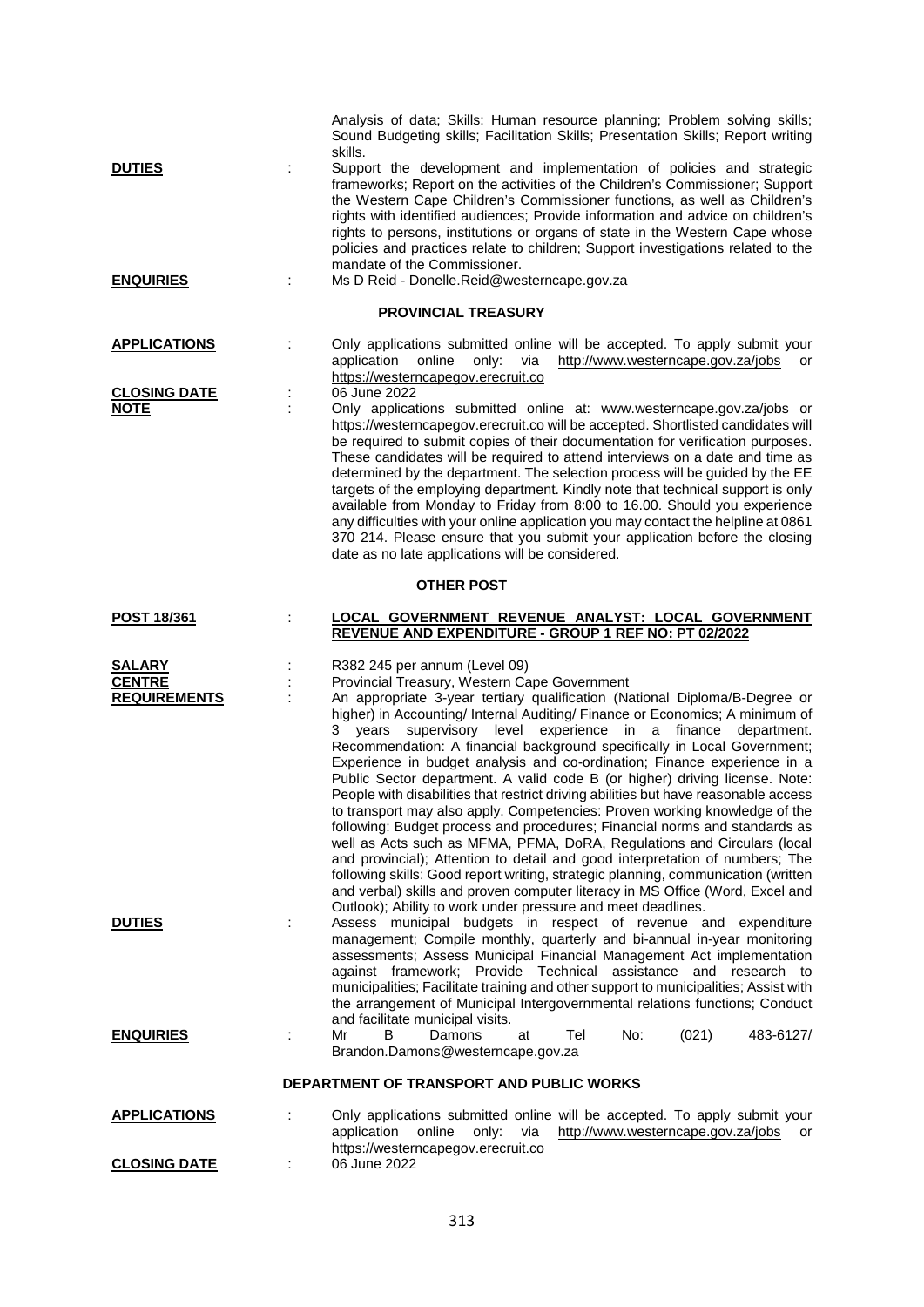Analysis of data; Skills: Human resource planning; Problem solving skills; Sound Budgeting skills; Facilitation Skills; Presentation Skills; Report writing skills.

**DUTIES** : Support the development and implementation of policies and strategic frameworks; Report on the activities of the Children's Commissioner; Support the Western Cape Children's Commissioner functions, as well as Children's rights with identified audiences; Provide information and advice on children's rights to persons, institutions or organs of state in the Western Cape whose policies and practices relate to children; Support investigations related to the mandate of the Commissioner.

**ENQUIRIES** : Ms D Reid - Donelle.Reid@westerncape.gov.za

## PROVINCIAL TREASURY

**APPLICATIONS** : Only applications submitted online will be accepted. To apply submit your application online only: via http://www.westerncape.gov.za/jobs or https://westerncapegov.erecruit.co

**CLOSING DATE** : 06 June 2022

**NOTE** : Only applications submitted online at: www.westerncape.gov.za/jobs or https://westerncapegov.erecruit.co will be accepted. Shortlisted candidates will be required to submit copies of their documentation for verification purposes. These candidates will be required to attend interviews on a date and time as determined by the department. The selection process will be guided by the EE targets of the employing department. Kindly note that technical support is only available from Monday to Friday from 8:00 to 16.00. Should you experience any difficulties with your online application you may contact the helpline at 0861 370 214. Please ensure that you submit your application before the closing date as no late applications will be considered.

## OTHER POST

**POST 18/361** : **LOCAL GOVERNMENT REVENUE ANALYST: LOCAL GOVERNMENT REVENUE AND EXPENDITURE - GROUP 1 REF NO: PT 02/2022**

**SALARY** : R382 245 per annum (Level 09)

**CENTRE** : Provincial Treasury, Western Cape Government

**REQUIREMENTS** : An appropriate 3-year tertiary qualification (National Diploma/B-Degree or higher) in Accounting/ Internal Auditing/ Finance or Economics; A minimum of 3 years supervisory level experience in a finance department. Recommendation: A financial background specifically in Local Government; Experience in budget analysis and co-ordination; Finance experience in a Public Sector department. A valid code B (or higher) driving license. Note: People with disabilities that restrict driving abilities but have reasonable access to transport may also apply. Competencies: Proven working knowledge of the following: Budget process and procedures; Financial norms and standards as well as Acts such as MFMA, PFMA, DoRA, Regulations and Circulars (local and provincial); Attention to detail and good interpretation of numbers; The following skills: Good report writing, strategic planning, communication (written and verbal) skills and proven computer literacy in MS Office (Word, Excel and Outlook); Ability to work under pressure and meet deadlines.

**DUTIES** : Assess municipal budgets in respect of revenue and expenditure management; Compile monthly, quarterly and bi-annual in-year monitoring assessments; Assess Municipal Financial Management Act implementation against framework; Provide Technical assistance and research to municipalities; Facilitate training and other support to municipalities; Assist with the arrangement of Municipal Intergovernmental relations functions; Conduct and facilitate municipal visits.

**ENQUIRIES** : Mr B Damons at Tel No: (021) 483-6127/ Brandon.Damons@westerncape.gov.za

## DEPARTMENT OF TRANSPORT AND PUBLIC WORKS

**APPLICATIONS** : Only applications submitted online will be accepted. To apply submit your application online only: via http://www.westerncape.gov.za/jobs or https://westerncapegov.erecruit.co

**CLOSING DATE** : 06 June 2022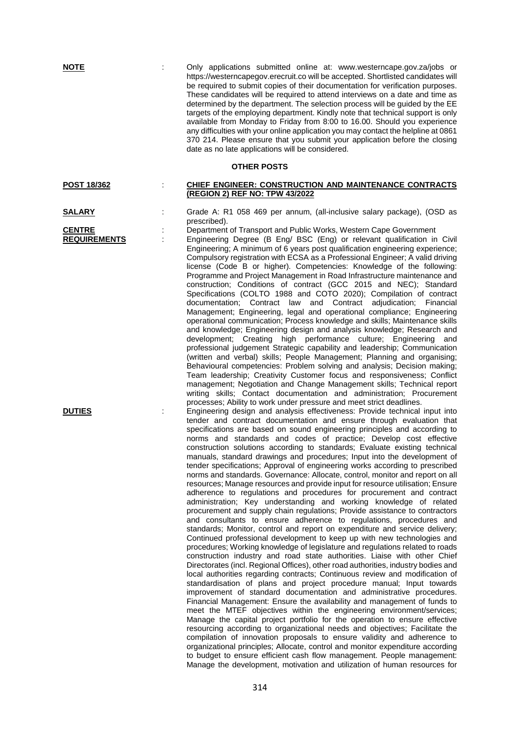**NOTE** : Only applications submitted online at: www.westerncape.gov.za/jobs or https://westerncapegov.erecruit.co will be accepted. Shortlisted candidates will be required to submit copies of their documentation for verification purposes. These candidates will be required to attend interviews on a date and time as determined by the department. The selection process will be guided by the EE targets of the employing department. Kindly note that technical support is only available from Monday to Friday from 8:00 to 16.00. Should you experience any difficulties with your online application you may contact the helpline at 0861 370 214. Please ensure that you submit your application before the closing date as no late applications will be considered.

## OTHER POSTS

**POST 18/362** : **CHIEF ENGINEER: CONSTRUCTION AND MAINTENANCE CONTRACTS (REGION 2) REF NO: TPW 43/2022**

**SALARY** : Grade A: R1 058 469 per annum, (all-inclusive salary package), (OSD as prescribed).

**CENTRE** : Department of Transport and Public Works, Western Cape Government

**REQUIREMENTS** : Engineering Degree (B Eng/ BSC (Eng) or relevant qualification in Civil Engineering; A minimum of 6 years post qualification engineering experience; Compulsory registration with ECSA as a Professional Engineer; A valid driving license (Code B or higher). Competencies: Knowledge of the following: Programme and Project Management in Road Infrastructure maintenance and construction; Conditions of contract (GCC 2015 and NEC); Standard Specifications (COLTO 1988 and COTO 2020); Compilation of contract documentation; Contract law and Contract adjudication; Financial Management; Engineering, legal and operational compliance; Engineering operational communication; Process knowledge and skills; Maintenance skills and knowledge; Engineering design and analysis knowledge; Research and development; Creating high performance culture; Engineering and professional judgement Strategic capability and leadership; Communication (written and verbal) skills; People Management; Planning and organising; Behavioural competencies: Problem solving and analysis; Decision making; Team leadership; Creativity Customer focus and responsiveness; Conflict management; Negotiation and Change Management skills; Technical report writing skills; Contact documentation and administration; Procurement processes; Ability to work under pressure and meet strict deadlines.

**DUTIES** : Engineering design and analysis effectiveness: Provide technical input into tender and contract documentation and ensure through evaluation that specifications are based on sound engineering principles and according to norms and standards and codes of practice; Develop cost effective construction solutions according to standards; Evaluate existing technical manuals, standard drawings and procedures; Input into the development of tender specifications; Approval of engineering works according to prescribed norms and standards. Governance: Allocate, control, monitor and report on all resources; Manage resources and provide input for resource utilisation; Ensure adherence to regulations and procedures for procurement and contract administration; Key understanding and working knowledge of related procurement and supply chain regulations; Provide assistance to contractors and consultants to ensure adherence to regulations, procedures and standards; Monitor, control and report on expenditure and service delivery; Continued professional development to keep up with new technologies and procedures; Working knowledge of legislature and regulations related to roads construction industry and road state authorities. Liaise with other Chief Directorates (incl. Regional Offices), other road authorities, industry bodies and local authorities regarding contracts; Continuous review and modification of standardisation of plans and project procedure manual; Input towards improvement of standard documentation and administrative procedures. Financial Management: Ensure the availability and management of funds to meet the MTEF objectives within the engineering environment/services; Manage the capital project portfolio for the operation to ensure effective resourcing according to organizational needs and objectives; Facilitate the compilation of innovation proposals to ensure validity and adherence to organizational principles; Allocate, control and monitor expenditure according to budget to ensure efficient cash flow management. People management: Manage the development, motivation and utilization of human resources for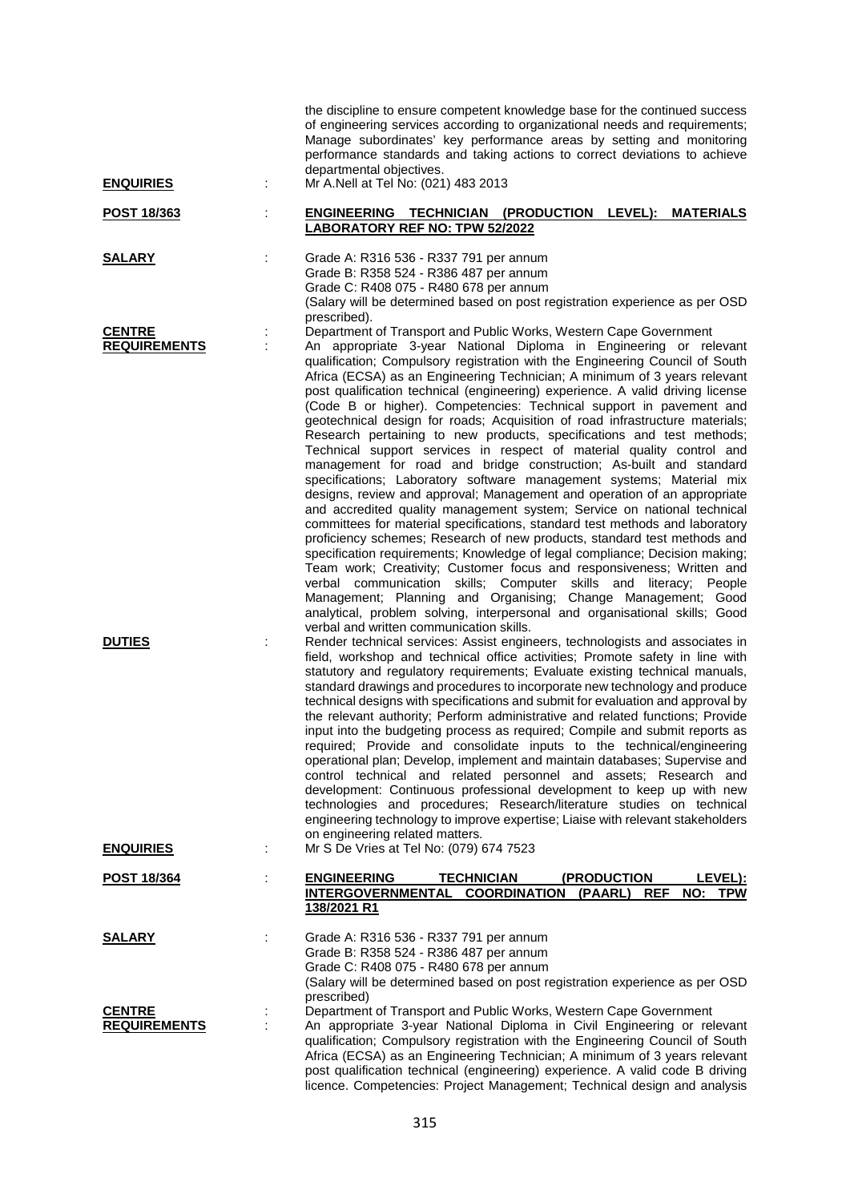the discipline to ensure competent knowledge base for the continued success of engineering services according to organizational needs and requirements; Manage subordinates' key performance areas by setting and monitoring performance standards and taking actions to correct deviations to achieve departmental objectives.

**ENQUIRIES** : Mr A.Nell at Tel No: (021) 483 2013

**POST 18/363** : **ENGINEERING TECHNICIAN (PRODUCTION LEVEL): MATERIALS LABORATORY REF NO: TPW 52/2022**

**SALARY** : Grade A: R316 536 - R337 791 per annum
Grade B: R358 524 - R386 487 per annum
Grade C: R408 075 - R480 678 per annum
(Salary will be determined based on post registration experience as per OSD prescribed).

**CENTRE** : Department of Transport and Public Works, Western Cape Government

**REQUIREMENTS** : An appropriate 3-year National Diploma in Engineering or relevant qualification; Compulsory registration with the Engineering Council of South Africa (ECSA) as an Engineering Technician; A minimum of 3 years relevant post qualification technical (engineering) experience. A valid driving license (Code B or higher). Competencies: Technical support in pavement and geotechnical design for roads; Acquisition of road infrastructure materials; Research pertaining to new products, specifications and test methods; Technical support services in respect of material quality control and management for road and bridge construction; As-built and standard specifications; Laboratory software management systems; Material mix designs, review and approval; Management and operation of an appropriate and accredited quality management system; Service on national technical committees for material specifications, standard test methods and laboratory proficiency schemes; Research of new products, standard test methods and specification requirements; Knowledge of legal compliance; Decision making; Team work; Creativity; Customer focus and responsiveness; Written and verbal communication skills; Computer skills and literacy; People Management; Planning and Organising; Change Management; Good analytical, problem solving, interpersonal and organisational skills; Good verbal and written communication skills.

**DUTIES** : Render technical services: Assist engineers, technologists and associates in field, workshop and technical office activities; Promote safety in line with statutory and regulatory requirements; Evaluate existing technical manuals, standard drawings and procedures to incorporate new technology and produce technical designs with specifications and submit for evaluation and approval by the relevant authority; Perform administrative and related functions; Provide input into the budgeting process as required; Compile and submit reports as required; Provide and consolidate inputs to the technical/engineering operational plan; Develop, implement and maintain databases; Supervise and control technical and related personnel and assets; Research and development: Continuous professional development to keep up with new technologies and procedures; Research/literature studies on technical engineering technology to improve expertise; Liaise with relevant stakeholders on engineering related matters.

**ENQUIRIES** : Mr S De Vries at Tel No: (079) 674 7523

**POST 18/364** : **ENGINEERING TECHNICIAN (PRODUCTION LEVEL): INTERGOVERNMENTAL COORDINATION (PAARL) REF NO: TPW 138/2021 R1**

**SALARY** : Grade A: R316 536 - R337 791 per annum
Grade B: R358 524 - R386 487 per annum
Grade C: R408 075 - R480 678 per annum
(Salary will be determined based on post registration experience as per OSD prescribed)

**CENTRE** : Department of Transport and Public Works, Western Cape Government

**REQUIREMENTS** : An appropriate 3-year National Diploma in Civil Engineering or relevant qualification; Compulsory registration with the Engineering Council of South Africa (ECSA) as an Engineering Technician; A minimum of 3 years relevant post qualification technical (engineering) experience. A valid code B driving licence. Competencies: Project Management; Technical design and analysis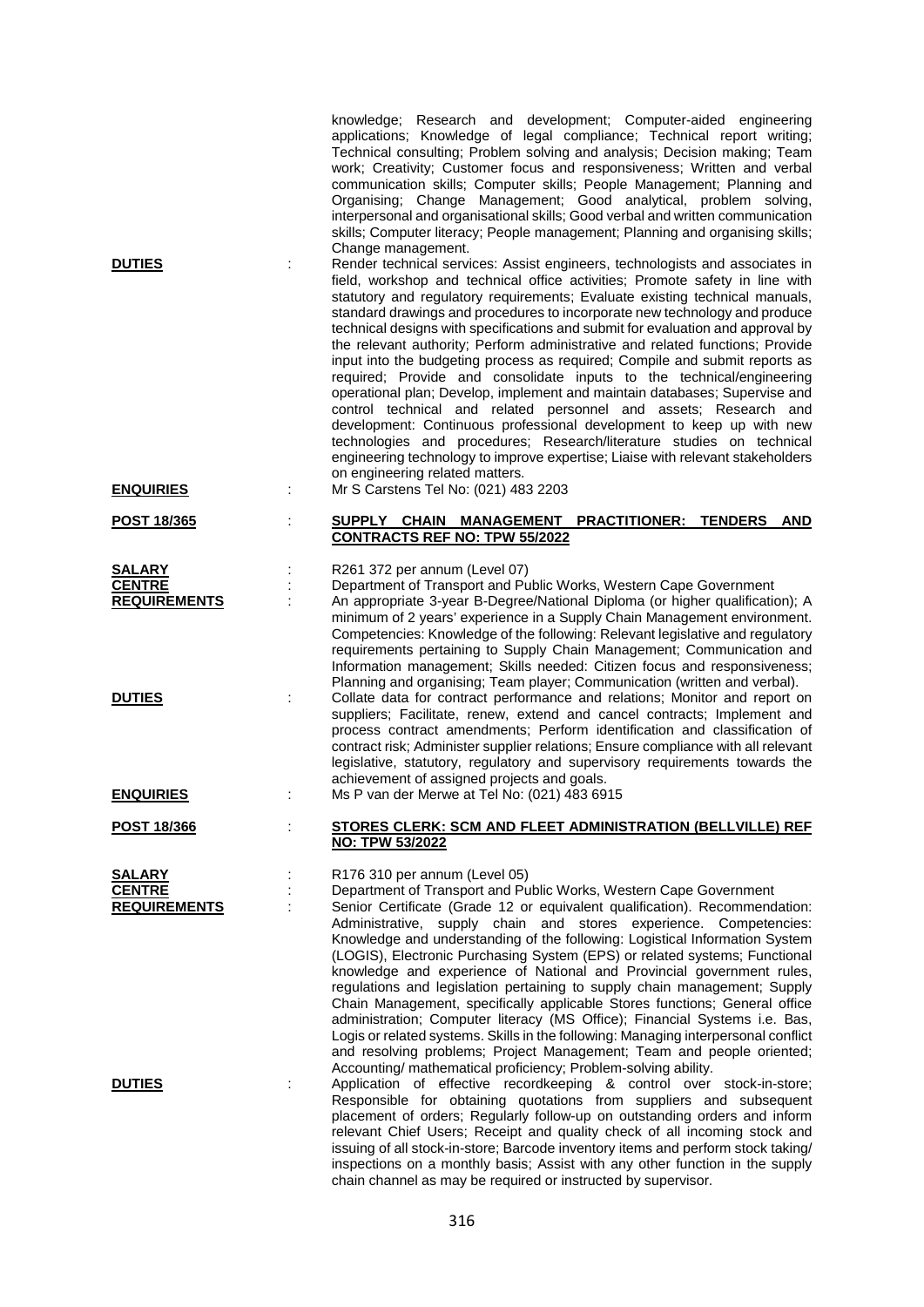knowledge; Research and development; Computer-aided engineering applications; Knowledge of legal compliance; Technical report writing; Technical consulting; Problem solving and analysis; Decision making; Team work; Creativity; Customer focus and responsiveness; Written and verbal communication skills; Computer skills; People Management; Planning and Organising; Change Management; Good analytical, problem solving, interpersonal and organisational skills; Good verbal and written communication skills; Computer literacy; People management; Planning and organising skills; Change management.

**DUTIES** : Render technical services: Assist engineers, technologists and associates in field, workshop and technical office activities; Promote safety in line with statutory and regulatory requirements; Evaluate existing technical manuals, standard drawings and procedures to incorporate new technology and produce technical designs with specifications and submit for evaluation and approval by the relevant authority; Perform administrative and related functions; Provide input into the budgeting process as required; Compile and submit reports as required; Provide and consolidate inputs to the technical/engineering operational plan; Develop, implement and maintain databases; Supervise and control technical and related personnel and assets; Research and development: Continuous professional development to keep up with new technologies and procedures; Research/literature studies on technical engineering technology to improve expertise; Liaise with relevant stakeholders on engineering related matters.

**ENQUIRIES** : Mr S Carstens Tel No: (021) 483 2203

**POST 18/365** : **SUPPLY CHAIN MANAGEMENT PRACTITIONER: TENDERS AND CONTRACTS REF NO: TPW 55/2022**

**SALARY** : R261 372 per annum (Level 07)

**CENTRE** : Department of Transport and Public Works, Western Cape Government

**REQUIREMENTS** : An appropriate 3-year B-Degree/National Diploma (or higher qualification); A minimum of 2 years' experience in a Supply Chain Management environment. Competencies: Knowledge of the following: Relevant legislative and regulatory requirements pertaining to Supply Chain Management; Communication and Information management; Skills needed: Citizen focus and responsiveness; Planning and organising; Team player; Communication (written and verbal).

**DUTIES** : Collate data for contract performance and relations; Monitor and report on suppliers; Facilitate, renew, extend and cancel contracts; Implement and process contract amendments; Perform identification and classification of contract risk; Administer supplier relations; Ensure compliance with all relevant legislative, statutory, regulatory and supervisory requirements towards the achievement of assigned projects and goals.

**ENQUIRIES** : Ms P van der Merwe at Tel No: (021) 483 6915

**POST 18/366** : **STORES CLERK: SCM AND FLEET ADMINISTRATION (BELLVILLE) REF NO: TPW 53/2022**

**SALARY** : R176 310 per annum (Level 05)

**CENTRE** : Department of Transport and Public Works, Western Cape Government

**REQUIREMENTS** : Senior Certificate (Grade 12 or equivalent qualification). Recommendation: Administrative, supply chain and stores experience. Competencies: Knowledge and understanding of the following: Logistical Information System (LOGIS), Electronic Purchasing System (EPS) or related systems; Functional knowledge and experience of National and Provincial government rules, regulations and legislation pertaining to supply chain management; Supply Chain Management, specifically applicable Stores functions; General office administration; Computer literacy (MS Office); Financial Systems i.e. Bas, Logis or related systems. Skills in the following: Managing interpersonal conflict and resolving problems; Project Management; Team and people oriented; Accounting/ mathematical proficiency; Problem-solving ability.

**DUTIES** : Application of effective recordkeeping & control over stock-in-store; Responsible for obtaining quotations from suppliers and subsequent placement of orders; Regularly follow-up on outstanding orders and inform relevant Chief Users; Receipt and quality check of all incoming stock and issuing of all stock-in-store; Barcode inventory items and perform stock taking/ inspections on a monthly basis; Assist with any other function in the supply chain channel as may be required or instructed by supervisor.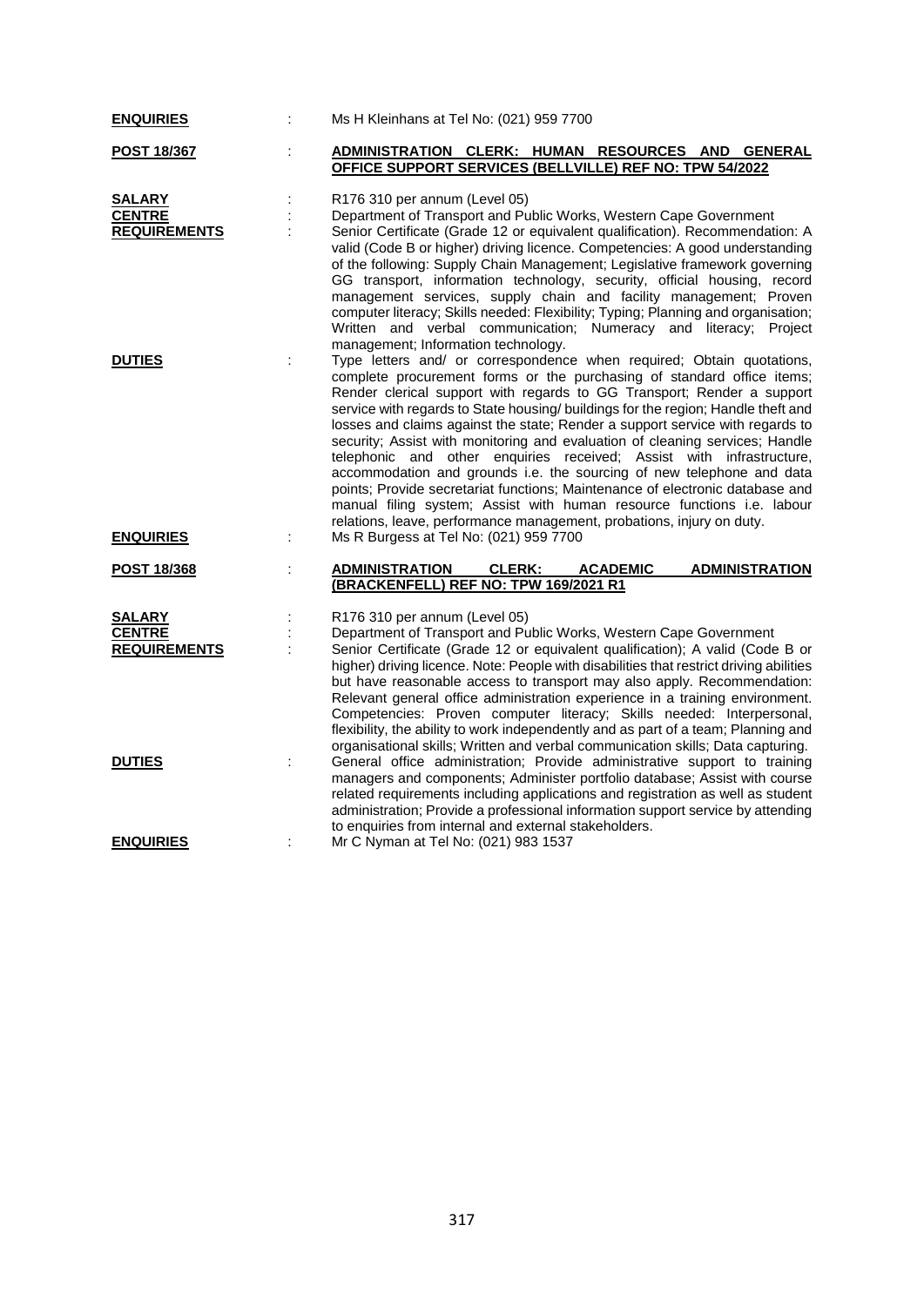**ENQUIRIES** : Ms H Kleinhans at Tel No: (021) 959 7700

**POST 18/367** : **ADMINISTRATION CLERK: HUMAN RESOURCES AND GENERAL OFFICE SUPPORT SERVICES (BELLVILLE) REF NO: TPW 54/2022**

**SALARY** : R176 310 per annum (Level 05)

**CENTRE** : Department of Transport and Public Works, Western Cape Government

**REQUIREMENTS** : Senior Certificate (Grade 12 or equivalent qualification). Recommendation: A valid (Code B or higher) driving licence. Competencies: A good understanding of the following: Supply Chain Management; Legislative framework governing GG transport, information technology, security, official housing, record management services, supply chain and facility management; Proven computer literacy; Skills needed: Flexibility; Typing; Planning and organisation; Written and verbal communication; Numeracy and literacy; Project management; Information technology.

**DUTIES** : Type letters and/ or correspondence when required; Obtain quotations, complete procurement forms or the purchasing of standard office items; Render clerical support with regards to GG Transport; Render a support service with regards to State housing/ buildings for the region; Handle theft and losses and claims against the state; Render a support service with regards to security; Assist with monitoring and evaluation of cleaning services; Handle telephonic and other enquiries received; Assist with infrastructure, accommodation and grounds i.e. the sourcing of new telephone and data points; Provide secretariat functions; Maintenance of electronic database and manual filing system; Assist with human resource functions i.e. labour relations, leave, performance management, probations, injury on duty.

**ENQUIRIES** : Ms R Burgess at Tel No: (021) 959 7700

**POST 18/368** : **ADMINISTRATION CLERK: ACADEMIC ADMINISTRATION (BRACKENFELL) REF NO: TPW 169/2021 R1**

**SALARY** : R176 310 per annum (Level 05)

**CENTRE** : Department of Transport and Public Works, Western Cape Government

**REQUIREMENTS** : Senior Certificate (Grade 12 or equivalent qualification); A valid (Code B or higher) driving licence. Note: People with disabilities that restrict driving abilities but have reasonable access to transport may also apply. Recommendation: Relevant general office administration experience in a training environment. Competencies: Proven computer literacy; Skills needed: Interpersonal, flexibility, the ability to work independently and as part of a team; Planning and organisational skills; Written and verbal communication skills; Data capturing.

**DUTIES** : General office administration; Provide administrative support to training managers and components; Administer portfolio database; Assist with course related requirements including applications and registration as well as student administration; Provide a professional information support service by attending to enquiries from internal and external stakeholders.

**ENQUIRIES** : Mr C Nyman at Tel No: (021) 983 1537